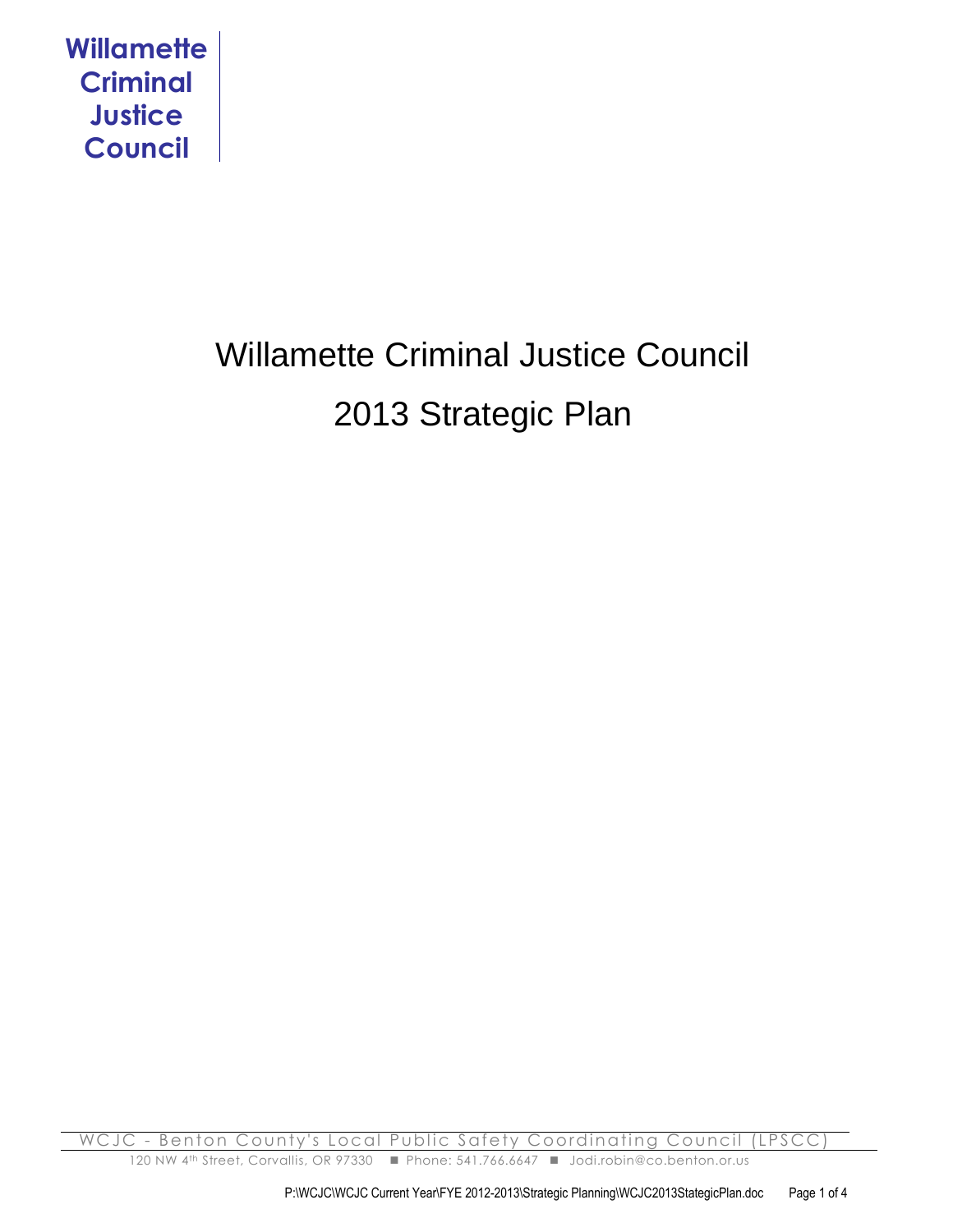Willamette Criminal Justice Council

# Willamette Criminal Justice Council

# 2013 Strategic Plan

WCJC - Benton County's Local Public Safety Coordinating Council (LPSCC)

120 NW 4th Street, Corvallis, OR 97330 ■ Phone: 541.766.6647 ■ Jodi.robin@co.benton.or.us

P:\WCJC\WCJC Current Year\FYE 2012-2013\Strategic Planning\WCJC2013StategicPlan.doc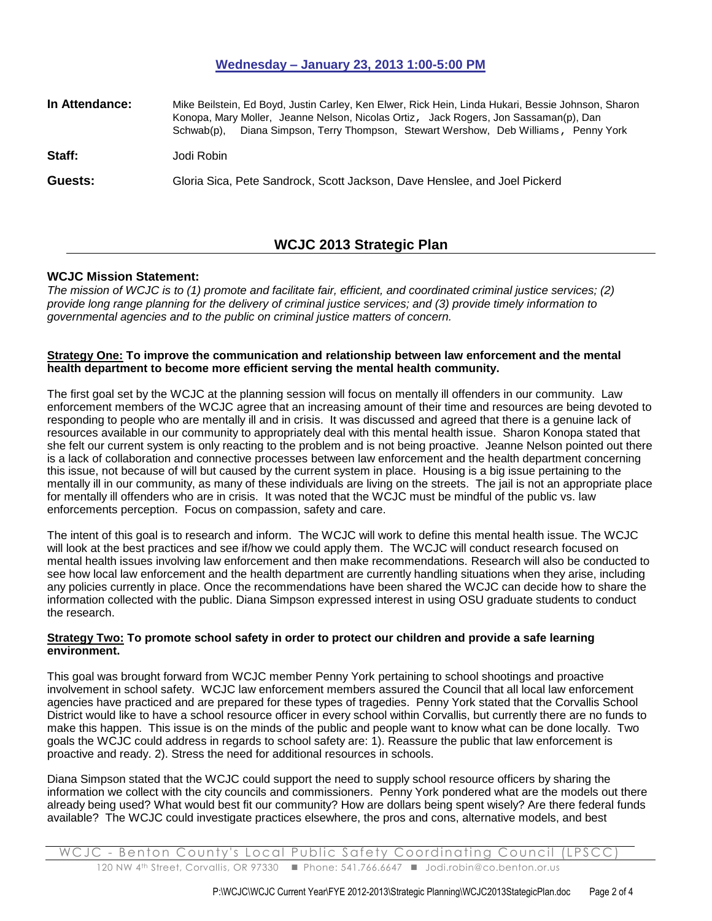## Wednesday – January 23, 2013 1:00-5:00 PM

**In Attendance:** Mike Beilstein, Ed Boyd, Justin Carley, Ken Elwer, Rick Hein, Linda Hukari, Bessie Johnson, Sharon Konopa, Mary Moller, Jeanne Nelson, Nicolas Ortiz, Jack Rogers, Jon Sassaman(p), Dan Schwab(p), Diana Simpson, Terry Thompson, Stewart Wershow, Deb Williams, Penny York

**Staff:** Jodi Robin

**Guests:** Gloria Sica, Pete Sandrock, Scott Jackson, Dave Henslee, and Joel Pickerd

## WCJC 2013 Strategic Plan

### WCJC Mission Statement:

*The mission of WCJC is to (1) promote and facilitate fair, efficient, and coordinated criminal justice services; (2) provide long range planning for the delivery of criminal justice services; and (3) provide timely information to governmental agencies and to the public on criminal justice matters of concern.*

**Strategy One: To improve the communication and relationship between law enforcement and the mental health department to become more efficient serving the mental health community.**

The first goal set by the WCJC at the planning session will focus on mentally ill offenders in our community. Law enforcement members of the WCJC agree that an increasing amount of their time and resources are being devoted to responding to people who are mentally ill and in crisis. It was discussed and agreed that there is a genuine lack of resources available in our community to appropriately deal with this mental health issue. Sharon Konopa stated that she felt our current system is only reacting to the problem and is not being proactive. Jeanne Nelson pointed out there is a lack of collaboration and connective processes between law enforcement and the health department concerning this issue, not because of will but caused by the current system in place. Housing is a big issue pertaining to the mentally ill in our community, as many of these individuals are living on the streets. The jail is not an appropriate place for mentally ill offenders who are in crisis. It was noted that the WCJC must be mindful of the public vs. law enforcements perception. Focus on compassion, safety and care.

The intent of this goal is to research and inform. The WCJC will work to define this mental health issue. The WCJC will look at the best practices and see if/how we could apply them. The WCJC will conduct research focused on mental health issues involving law enforcement and then make recommendations. Research will also be conducted to see how local law enforcement and the health department are currently handling situations when they arise, including any policies currently in place. Once the recommendations have been shared the WCJC can decide how to share the information collected with the public. Diana Simpson expressed interest in using OSU graduate students to conduct the research.

**Strategy Two: To promote school safety in order to protect our children and provide a safe learning environment.**

This goal was brought forward from WCJC member Penny York pertaining to school shootings and proactive involvement in school safety. WCJC law enforcement members assured the Council that all local law enforcement agencies have practiced and are prepared for these types of tragedies. Penny York stated that the Corvallis School District would like to have a school resource officer in every school within Corvallis, but currently there are no funds to make this happen. This issue is on the minds of the public and people want to know what can be done locally. Two goals the WCJC could address in regards to school safety are: 1). Reassure the public that law enforcement is proactive and ready. 2). Stress the need for additional resources in schools.

Diana Simpson stated that the WCJC could support the need to supply school resource officers by sharing the information we collect with the city councils and commissioners. Penny York pondered what are the models out there already being used? What would best fit our community? How are dollars being spent wisely? Are there federal funds available? The WCJC could investigate practices elsewhere, the pros and cons, alternative models, and best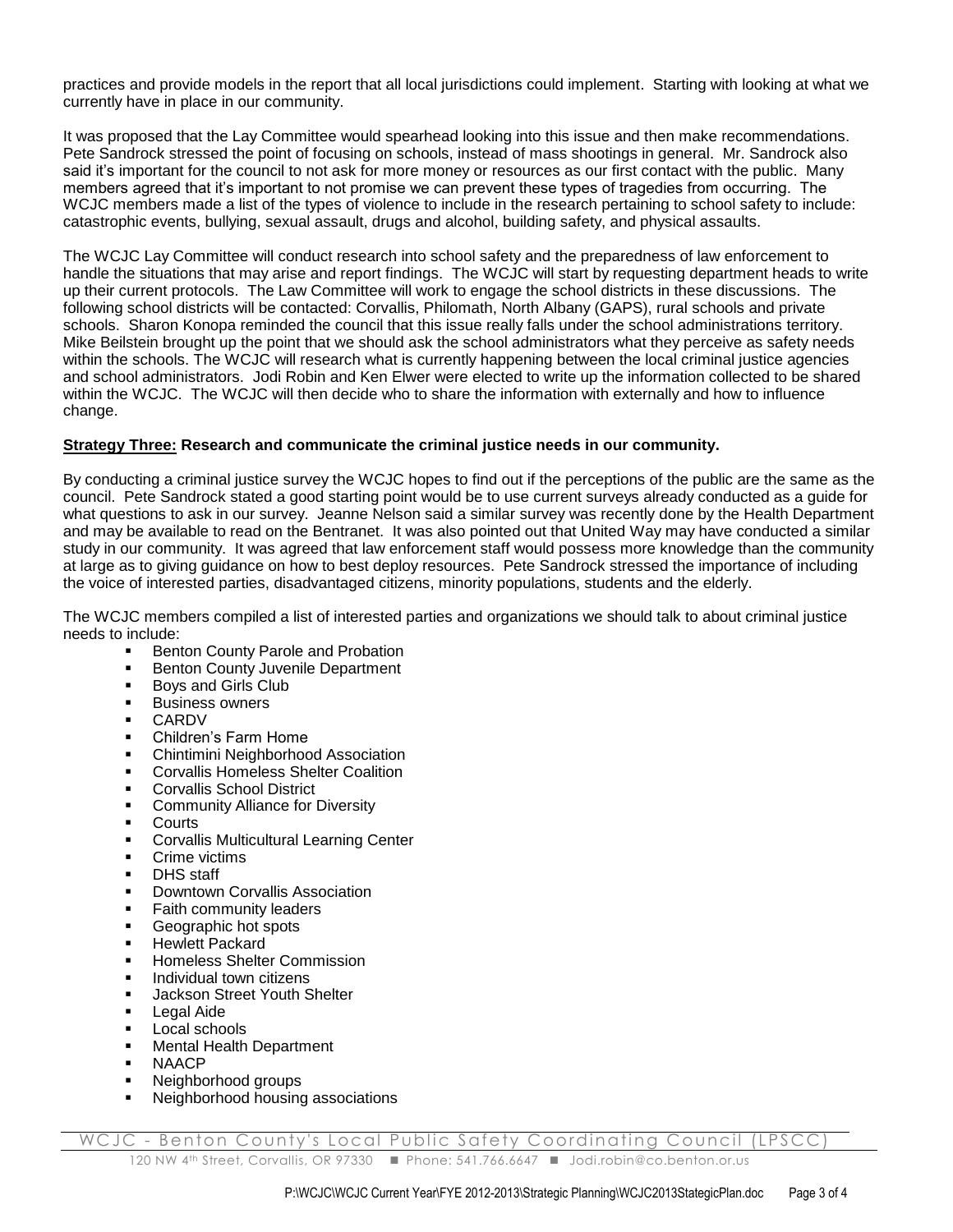practices and provide models in the report that all local jurisdictions could implement. Starting with looking at what we currently have in place in our community.

It was proposed that the Lay Committee would spearhead looking into this issue and then make recommendations. Pete Sandrock stressed the point of focusing on schools, instead of mass shootings in general. Mr. Sandrock also said it's important for the council to not ask for more money or resources as our first contact with the public. Many members agreed that it's important to not promise we can prevent these types of tragedies from occurring. The WCJC members made a list of the types of violence to include in the research pertaining to school safety to include: catastrophic events, bullying, sexual assault, drugs and alcohol, building safety, and physical assaults.

The WCJC Lay Committee will conduct research into school safety and the preparedness of law enforcement to handle the situations that may arise and report findings. The WCJC will start by requesting department heads to write up their current protocols. The Law Committee will work to engage the school districts in these discussions. The following school districts will be contacted: Corvallis, Philomath, North Albany (GAPS), rural schools and private schools. Sharon Konopa reminded the council that this issue really falls under the school administrations territory. Mike Beilstein brought up the point that we should ask the school administrators what they perceive as safety needs within the schools. The WCJC will research what is currently happening between the local criminal justice agencies and school administrators. Jodi Robin and Ken Elwer were elected to write up the information collected to be shared within the WCJC. The WCJC will then decide who to share the information with externally and how to influence change.

**Strategy Three: Research and communicate the criminal justice needs in our community.**

By conducting a criminal justice survey the WCJC hopes to find out if the perceptions of the public are the same as the council. Pete Sandrock stated a good starting point would be to use current surveys already conducted as a guide for what questions to ask in our survey. Jeanne Nelson said a similar survey was recently done by the Health Department and may be available to read on the Bentranet. It was also pointed out that United Way may have conducted a similar study in our community. It was agreed that law enforcement staff would possess more knowledge than the community at large as to giving guidance on how to best deploy resources. Pete Sandrock stressed the importance of including the voice of interested parties, disadvantaged citizens, minority populations, students and the elderly.

The WCJC members compiled a list of interested parties and organizations we should talk to about criminal justice needs to include:

- Benton County Parole and Probation
- Benton County Juvenile Department
- Boys and Girls Club
- Business owners
- CARDV
- Children's Farm Home
- Chintimini Neighborhood Association
- Corvallis Homeless Shelter Coalition
- Corvallis School District
- Community Alliance for Diversity
- Courts
- Corvallis Multicultural Learning Center
- Crime victims
- DHS staff
- Downtown Corvallis Association
- Faith community leaders
- Geographic hot spots
- Hewlett Packard
- Homeless Shelter Commission
- Individual town citizens
- Jackson Street Youth Shelter
- Legal Aide
- Local schools
- Mental Health Department
- NAACP
- Neighborhood groups
- Neighborhood housing associations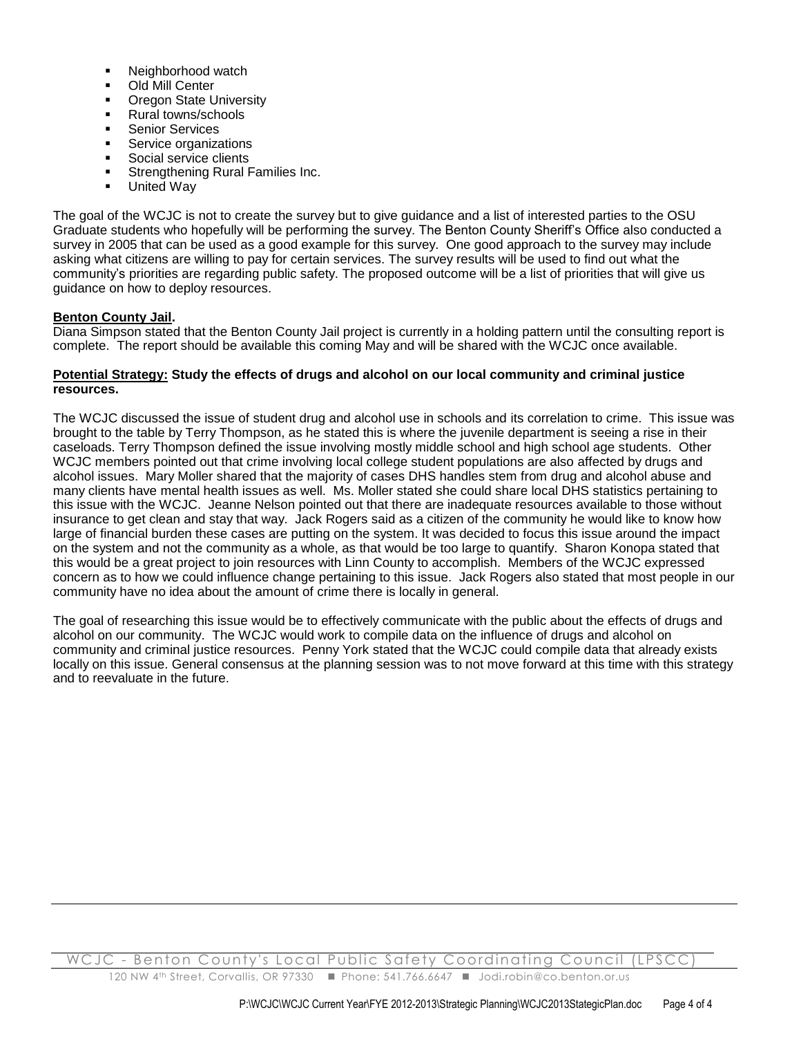- Neighborhood watch
- Old Mill Center
- Oregon State University
- Rural towns/schools
- Senior Services
- Service organizations
- Social service clients
- Strengthening Rural Families Inc.
- United Way

The goal of the WCJC is not to create the survey but to give guidance and a list of interested parties to the OSU Graduate students who hopefully will be performing the survey. The Benton County Sheriff's Office also conducted a survey in 2005 that can be used as a good example for this survey. One good approach to the survey may include asking what citizens are willing to pay for certain services. The survey results will be used to find out what the community's priorities are regarding public safety. The proposed outcome will be a list of priorities that will give us guidance on how to deploy resources.

**Benton County Jail.**

Diana Simpson stated that the Benton County Jail project is currently in a holding pattern until the consulting report is complete. The report should be available this coming May and will be shared with the WCJC once available.

**Potential Strategy: Study the effects of drugs and alcohol on our local community and criminal justice resources.**

The WCJC discussed the issue of student drug and alcohol use in schools and its correlation to crime. This issue was brought to the table by Terry Thompson, as he stated this is where the juvenile department is seeing a rise in their caseloads. Terry Thompson defined the issue involving mostly middle school and high school age students. Other WCJC members pointed out that crime involving local college student populations are also affected by drugs and alcohol issues. Mary Moller shared that the majority of cases DHS handles stem from drug and alcohol abuse and many clients have mental health issues as well. Ms. Moller stated she could share local DHS statistics pertaining to this issue with the WCJC. Jeanne Nelson pointed out that there are inadequate resources available to those without insurance to get clean and stay that way. Jack Rogers said as a citizen of the community he would like to know how large of financial burden these cases are putting on the system. It was decided to focus this issue around the impact on the system and not the community as a whole, as that would be too large to quantify. Sharon Konopa stated that this would be a great project to join resources with Linn County to accomplish. Members of the WCJC expressed concern as to how we could influence change pertaining to this issue. Jack Rogers also stated that most people in our community have no idea about the amount of crime there is locally in general.

The goal of researching this issue would be to effectively communicate with the public about the effects of drugs and alcohol on our community. The WCJC would work to compile data on the influence of drugs and alcohol on community and criminal justice resources. Penny York stated that the WCJC could compile data that already exists locally on this issue. General consensus at the planning session was to not move forward at this time with this strategy and to reevaluate in the future.